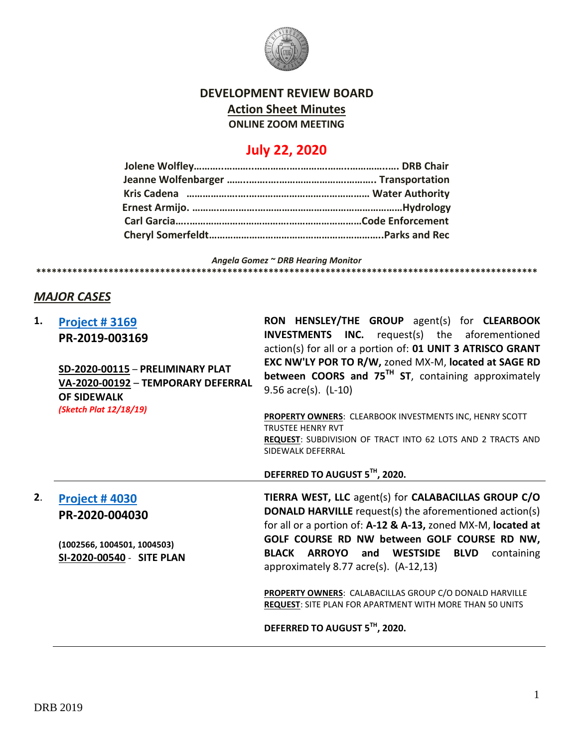# DEVELOPMENT REVIEW BOARD

## Action Sheet Minutes

**ONLINE ZOOM MEETING**

## July 22, 2020

**Jolene Wolfley……………………………………………………………. DRB Chair**
**Jeanne Wolfenbarger ……………………………………………. Transportation**
**Kris Cadena ………………………………………………………… Water Authority**
**Ernest Armijo. …………………………………………………………………Hydrology**
**Carl Garcia……………………………………………………………Code Enforcement**
**Cheryl Somerfeldt……………………………………………………….Parks and Rec**

*Angela Gomez ~ DRB Hearing Monitor*

****************************************************************************************************

## *MAJOR CASES*

**1. Project # 3169**
**PR-2019-003169**

**SD-2020-00115 – PRELIMINARY PLAT**
**VA-2020-00192 – TEMPORARY DEFERRAL OF SIDEWALK**
*(Sketch Plat 12/18/19)*

**RON HENSLEY/THE GROUP** agent(s) for **CLEARBOOK INVESTMENTS INC.** request(s) the aforementioned action(s) for all or a portion of: **01 UNIT 3 ATRISCO GRANT EXC NW'LY POR TO R/W,** zoned MX-M, **located at SAGE RD between COORS and 75TH ST**, containing approximately 9.56 acre(s). (L-10)

**PROPERTY OWNERS**: CLEARBOOK INVESTMENTS INC, HENRY SCOTT TRUSTEE HENRY RVT
**REQUEST**: SUBDIVISION OF TRACT INTO 62 LOTS AND 2 TRACTS AND SIDEWALK DEFERRAL

**DEFERRED TO AUGUST 5TH, 2020.**

---

**2. Project # 4030**
**PR-2020-004030**

**(1002566, 1004501, 1004503)**
**SI-2020-00540 - SITE PLAN**

**TIERRA WEST, LLC** agent(s) for **CALABACILLAS GROUP C/O DONALD HARVILLE** request(s) the aforementioned action(s) for all or a portion of: **A-12 & A-13,** zoned MX-M, **located at GOLF COURSE RD NW between GOLF COURSE RD NW, BLACK ARROYO and WESTSIDE BLVD** containing approximately 8.77 acre(s). (A-12,13)

**PROPERTY OWNERS**: CALABACILLAS GROUP C/O DONALD HARVILLE
**REQUEST**: SITE PLAN FOR APARTMENT WITH MORE THAN 50 UNITS

**DEFERRED TO AUGUST 5TH, 2020.**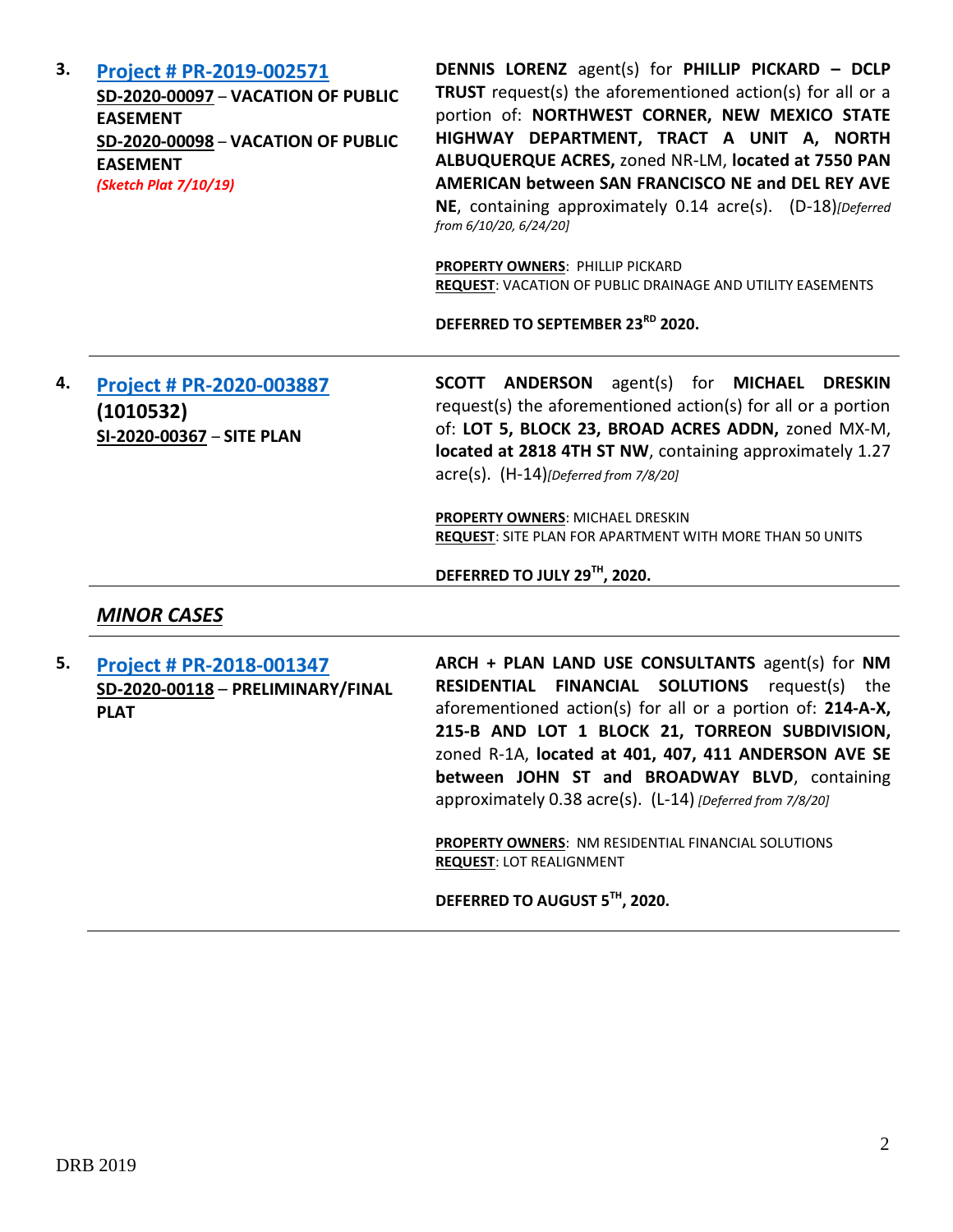3. **[Project # PR-2019-002571](#)**
**SD-2020-00097** – **VACATION OF PUBLIC EASEMENT**
**SD-2020-00098** – **VACATION OF PUBLIC EASEMENT**
***(Sketch Plat 7/10/19)***

**DENNIS LORENZ** agent(s) for **PHILLIP PICKARD – DCLP TRUST** request(s) the aforementioned action(s) for all or a portion of: **NORTHWEST CORNER, NEW MEXICO STATE HIGHWAY DEPARTMENT, TRACT A UNIT A, NORTH ALBUQUERQUE ACRES,** zoned NR-LM, **located at 7550 PAN AMERICAN between SAN FRANCISCO NE and DEL REY AVE NE**, containing approximately 0.14 acre(s). (D-18)*[Deferred from 6/10/20, 6/24/20]*

**PROPERTY OWNERS**: PHILLIP PICKARD
**REQUEST**: VACATION OF PUBLIC DRAINAGE AND UTILITY EASEMENTS

**DEFERRED TO SEPTEMBER 23RD 2020.**

---

4. **[Project # PR-2020-003887](#)**
**(1010532)**
**SI-2020-00367** – **SITE PLAN**

**SCOTT ANDERSON** agent(s) for **MICHAEL DRESKIN** request(s) the aforementioned action(s) for all or a portion of: **LOT 5, BLOCK 23, BROAD ACRES ADDN,** zoned MX-M, **located at 2818 4TH ST NW**, containing approximately 1.27 acre(s). (H-14)*[Deferred from 7/8/20]*

**PROPERTY OWNERS**: MICHAEL DRESKIN
**REQUEST**: SITE PLAN FOR APARTMENT WITH MORE THAN 50 UNITS

**DEFERRED TO JULY 29TH, 2020.**

---

***MINOR CASES***

---

5. **[Project # PR-2018-001347](#)**
**SD-2020-00118** – **PRELIMINARY/FINAL PLAT**

**ARCH + PLAN LAND USE CONSULTANTS** agent(s) for **NM RESIDENTIAL FINANCIAL SOLUTIONS** request(s) the aforementioned action(s) for all or a portion of: **214-A-X, 215-B AND LOT 1 BLOCK 21, TORREON SUBDIVISION,** zoned R-1A, **located at 401, 407, 411 ANDERSON AVE SE between JOHN ST and BROADWAY BLVD**, containing approximately 0.38 acre(s). (L-14) *[Deferred from 7/8/20]*

**PROPERTY OWNERS**: NM RESIDENTIAL FINANCIAL SOLUTIONS
**REQUEST**: LOT REALIGNMENT

**DEFERRED TO AUGUST 5TH, 2020.**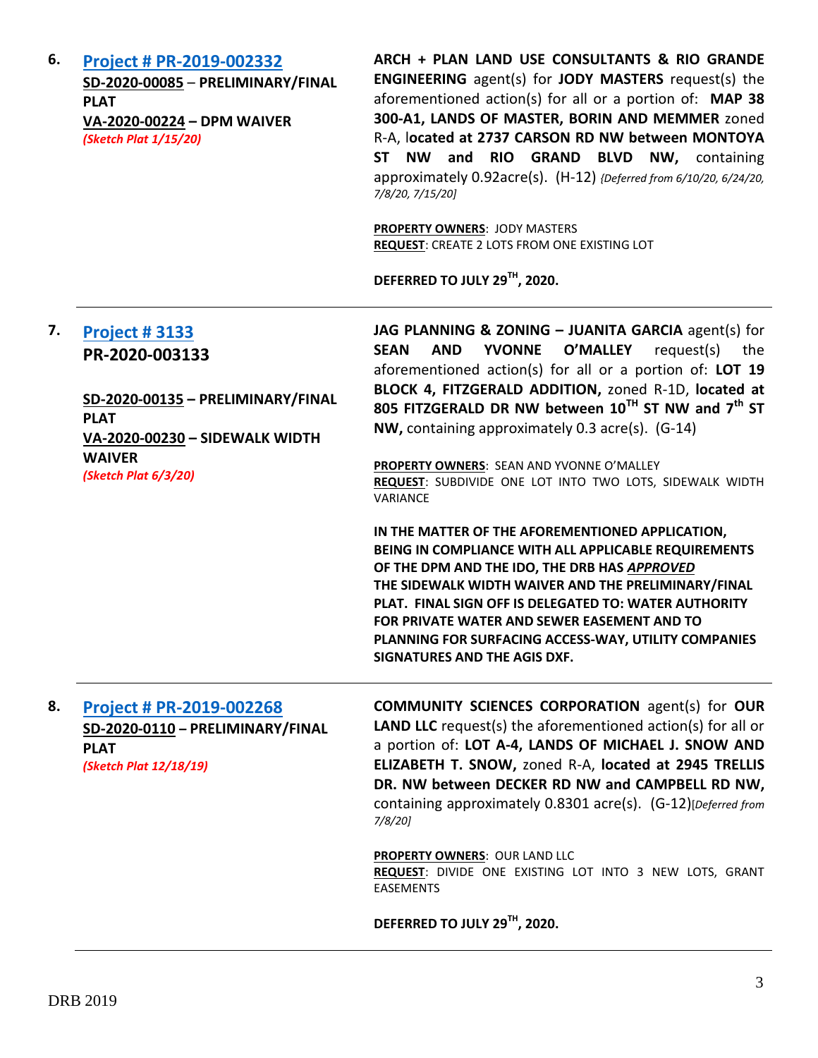**6.** **Project # PR-2019-002332**
**SD-2020-00085 – PRELIMINARY/FINAL PLAT**
**VA-2020-00224 – DPM WAIVER**
***(Sketch Plat 1/15/20)***

**ARCH + PLAN LAND USE CONSULTANTS & RIO GRANDE ENGINEERING** agent(s) for **JODY MASTERS** request(s) the aforementioned action(s) for all or a portion of: **MAP 38 300-A1, LANDS OF MASTER, BORIN AND MEMMER** zoned R-A, l**ocated at 2737 CARSON RD NW between MONTOYA ST NW and RIO GRAND BLVD NW,** containing approximately 0.92acre(s). (H-12) *{Deferred from 6/10/20, 6/24/20, 7/8/20, 7/15/20]*

**PROPERTY OWNERS**: JODY MASTERS
**REQUEST**: CREATE 2 LOTS FROM ONE EXISTING LOT

**DEFERRED TO JULY 29TH, 2020.**

---

**7.** **Project # 3133**
**PR-2020-003133**

**SD-2020-00135 – PRELIMINARY/FINAL PLAT**
**VA-2020-00230 – SIDEWALK WIDTH WAIVER**
***(Sketch Plat 6/3/20)***

**JAG PLANNING & ZONING – JUANITA GARCIA** agent(s) for **SEAN AND YVONNE O'MALLEY** request(s) the aforementioned action(s) for all or a portion of: **LOT 19 BLOCK 4, FITZGERALD ADDITION,** zoned R-1D, **located at 805 FITZGERALD DR NW between 10TH ST NW and 7th ST NW,** containing approximately 0.3 acre(s). (G-14)

**PROPERTY OWNERS**: SEAN AND YVONNE O'MALLEY
**REQUEST**: SUBDIVIDE ONE LOT INTO TWO LOTS, SIDEWALK WIDTH VARIANCE

**IN THE MATTER OF THE AFOREMENTIONED APPLICATION, BEING IN COMPLIANCE WITH ALL APPLICABLE REQUIREMENTS OF THE DPM AND THE IDO, THE DRB HAS *APPROVED* THE SIDEWALK WIDTH WAIVER AND THE PRELIMINARY/FINAL PLAT. FINAL SIGN OFF IS DELEGATED TO: WATER AUTHORITY FOR PRIVATE WATER AND SEWER EASEMENT AND TO PLANNING FOR SURFACING ACCESS-WAY, UTILITY COMPANIES SIGNATURES AND THE AGIS DXF.**

---

**8.** **Project # PR-2019-002268**
**SD-2020-0110 – PRELIMINARY/FINAL PLAT**
***(Sketch Plat 12/18/19)***

**COMMUNITY SCIENCES CORPORATION** agent(s) for **OUR LAND LLC** request(s) the aforementioned action(s) for all or a portion of: **LOT A-4, LANDS OF MICHAEL J. SNOW AND ELIZABETH T. SNOW,** zoned R-A, **located at 2945 TRELLIS DR. NW between DECKER RD NW and CAMPBELL RD NW,** containing approximately 0.8301 acre(s). (G-12)*[Deferred from 7/8/20]*

**PROPERTY OWNERS**: OUR LAND LLC
**REQUEST**: DIVIDE ONE EXISTING LOT INTO 3 NEW LOTS, GRANT EASEMENTS

**DEFERRED TO JULY 29TH, 2020.**

---

DRB 2019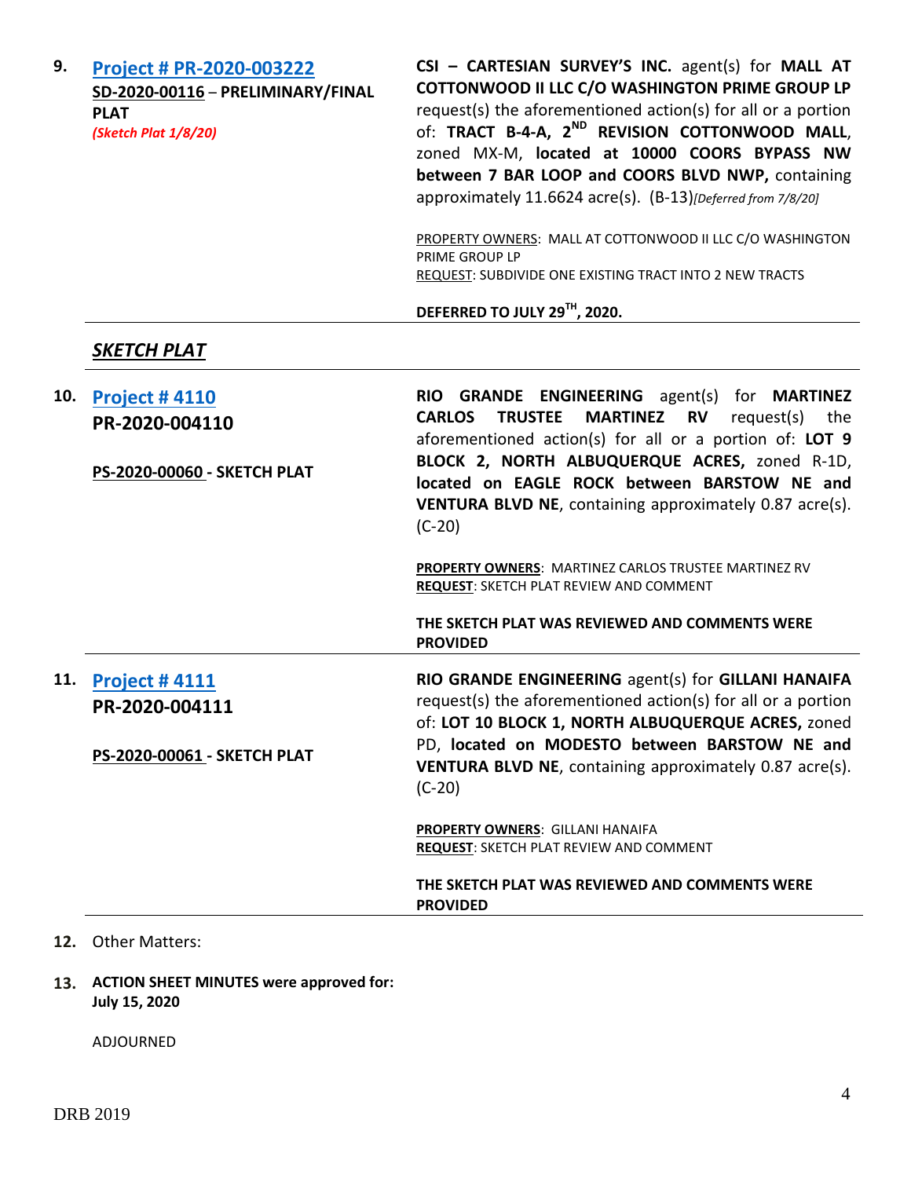9. **[Project # PR-2020-003222](#)**
**SD-2020-00116** – **PRELIMINARY/FINAL PLAT**
*(Sketch Plat 1/8/20)*

**CSI – CARTESIAN SURVEY'S INC.** agent(s) for **MALL AT COTTONWOOD II LLC C/O WASHINGTON PRIME GROUP LP** request(s) the aforementioned action(s) for all or a portion of: **TRACT B-4-A, 2ND REVISION COTTONWOOD MALL**, zoned MX-M, **located at 10000 COORS BYPASS NW between 7 BAR LOOP and COORS BLVD NWP,** containing approximately 11.6624 acre(s). (B-13)*[Deferred from 7/8/20]*

PROPERTY OWNERS: MALL AT COTTONWOOD II LLC C/O WASHINGTON PRIME GROUP LP
REQUEST: SUBDIVIDE ONE EXISTING TRACT INTO 2 NEW TRACTS

**DEFERRED TO JULY 29TH, 2020.**

---

## *SKETCH PLAT*

---

10. **[Project # 4110](#)**
**PR-2020-004110**

**PS-2020-00060 - SKETCH PLAT**

**RIO GRANDE ENGINEERING** agent(s) for **MARTINEZ CARLOS TRUSTEE MARTINEZ RV** request(s) the aforementioned action(s) for all or a portion of: **LOT 9 BLOCK 2, NORTH ALBUQUERQUE ACRES,** zoned R-1D, **located on EAGLE ROCK between BARSTOW NE and VENTURA BLVD NE**, containing approximately 0.87 acre(s). (C-20)

**PROPERTY OWNERS**: MARTINEZ CARLOS TRUSTEE MARTINEZ RV
**REQUEST**: SKETCH PLAT REVIEW AND COMMENT

**THE SKETCH PLAT WAS REVIEWED AND COMMENTS WERE PROVIDED**

---

11. **[Project # 4111](#)**
**PR-2020-004111**

**PS-2020-00061 - SKETCH PLAT**

**RIO GRANDE ENGINEERING** agent(s) for **GILLANI HANAIFA** request(s) the aforementioned action(s) for all or a portion of: **LOT 10 BLOCK 1, NORTH ALBUQUERQUE ACRES,** zoned PD, **located on MODESTO between BARSTOW NE and VENTURA BLVD NE**, containing approximately 0.87 acre(s). (C-20)

**PROPERTY OWNERS**: GILLANI HANAIFA
**REQUEST**: SKETCH PLAT REVIEW AND COMMENT

**THE SKETCH PLAT WAS REVIEWED AND COMMENTS WERE PROVIDED**

---

12. Other Matters:

13. **ACTION SHEET MINUTES were approved for: July 15, 2020**

ADJOURNED